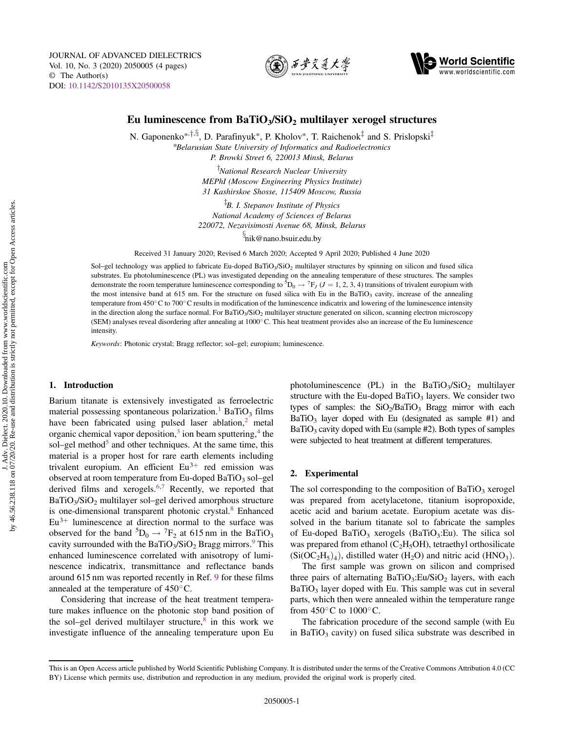# Eu luminescence from $BaTiO_3$/$SiO_2$ multilayer xerogel structures

N. Gaponenko[*,†,§], D. Parafinyuk[*], P. Kholov[*], T. Raichenok[‡] and S. Prislopski[‡]

[*]*Belarusian State University of Informatics and Radioelectronics*
*P. Browki Street 6, 220013 Minsk, Belarus*

[†]*National Research Nuclear University*
*MEPhI (Moscow Engineering Physics Institute)*
*31 Kashirskoe Shosse, 115409 Moscow, Russia*

[‡]*B. I. Stepanov Institute of Physics*
*National Academy of Sciences of Belarus*
*220072, Nezavisimosti Avenue 68, Minsk, Belarus*

[§]nik@nano.bsuir.edu.by

Received 31 January 2020; Revised 6 March 2020; Accepted 9 April 2020; Published 4 June 2020

Sol–gel technology was applied to fabricate Eu-doped $BaTiO_3$/$SiO_2$ multilayer structures by spinning on silicon and fused silica substrates. Eu photoluminescence (PL) was investigated depending on the annealing temperature of these structures. The samples demonstrate the room temperature luminescence corresponding to $^5D_0 \rightarrow {}^7F_J$ ($J = 1, 2, 3, 4$) transitions of trivalent europium with the most intensive band at 615 nm. For the structure on fused silica with Eu in the $BaTiO_3$ cavity, increase of the annealing temperature from 450°C to 700°C results in modification of the luminescence indicatrix and lowering of the luminescence intensity in the direction along the surface normal. For $BaTiO_3$/$SiO_2$ multilayer structure generated on silicon, scanning electron microscopy (SEM) analyses reveal disordering after annealing at 1000°C. This heat treatment provides also an increase of the Eu luminescence intensity.

*Keywords*: Photonic crystal; Bragg reflector; sol–gel; europium; luminescence.

## 1. Introduction

Barium titanate is extensively investigated as ferroelectric material possessing spontaneous polarization.[1] $BaTiO_3$ films have been fabricated using pulsed laser ablation,[2] metal organic chemical vapor deposition,[3] ion beam sputtering,[4] the sol–gel method[5] and other techniques. At the same time, this material is a proper host for rare earth elements including trivalent europium. An efficient $Eu^{3+}$ red emission was observed at room temperature from Eu-doped $BaTiO_3$ sol–gel derived films and xerogels.[6,7] Recently, we reported that $BaTiO_3$/$SiO_2$ multilayer sol–gel derived amorphous structure is one-dimensional transparent photonic crystal.[8] Enhanced $Eu^{3+}$ luminescence at direction normal to the surface was observed for the band $^5D_0 \rightarrow {}^7F_2$ at 615 nm in the $BaTiO_3$ cavity surrounded with the $BaTiO_3$/$SiO_2$ Bragg mirrors.[9] This enhanced luminescence correlated with anisotropy of luminescence indicatrix, transmittance and reflectance bands around 615 nm was reported recently in Ref. 9 for these films annealed at the temperature of 450°C.

Considering that increase of the heat treatment temperature makes influence on the photonic stop band position of the sol–gel derived multilayer structure,[8] in this work we investigate influence of the annealing temperature upon Eu photoluminescence (PL) in the $BaTiO_3$/$SiO_2$ multilayer structure with the Eu-doped $BaTiO_3$ layers. We consider two types of samples: the $SiO_2$/$BaTiO_3$ Bragg mirror with each $BaTiO_3$ layer doped with Eu (designated as sample #1) and $BaTiO_3$ cavity doped with Eu (sample #2). Both types of samples were subjected to heat treatment at different temperatures.

## 2. Experimental

The sol corresponding to the composition of $BaTiO_3$ xerogel was prepared from acetylacetone, titanium isopropoxide, acetic acid and barium acetate. Europium acetate was dissolved in the barium titanate sol to fabricate the samples of Eu-doped $BaTiO_3$ xerogels ($BaTiO_3$:Eu). The silica sol was prepared from ethanol ($C_2H_5OH$), tetraethyl orthosilicate ($Si(OC_2H_5)_4$), distilled water ($H_2O$) and nitric acid ($HNO_3$).

The first sample was grown on silicon and comprised three pairs of alternating $BaTiO_3$:Eu/$SiO_2$ layers, with each $BaTiO_3$ layer doped with Eu. This sample was cut in several parts, which then were annealed within the temperature range from 450°C to 1000°C.

The fabrication procedure of the second sample (with Eu in $BaTiO_3$ cavity) on fused silica substrate was described in

This is an Open Access article published by World Scientific Publishing Company. It is distributed under the terms of the Creative Commons Attribution 4.0 (CC BY) License which permits use, distribution and reproduction in any medium, provided the original work is properly cited.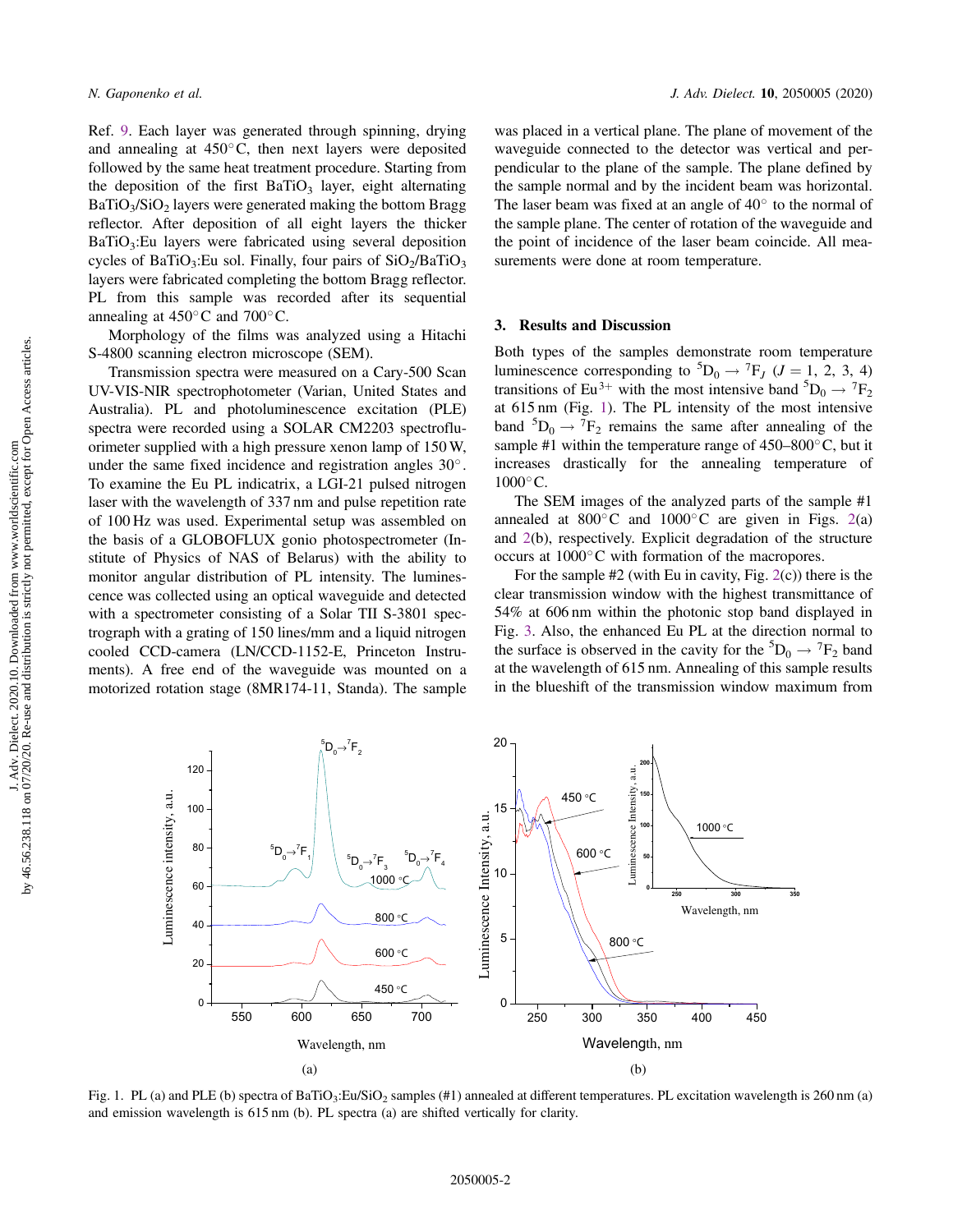Ref. 9. Each layer was generated through spinning, drying and annealing at 450°C, then next layers were deposited followed by the same heat treatment procedure. Starting from the deposition of the first $BaTiO_3$ layer, eight alternating $BaTiO_3/SiO_2$ layers were generated making the bottom Bragg reflector. After deposition of all eight layers the thicker $BaTiO_3$:Eu layers were fabricated using several deposition cycles of $BaTiO_3$:Eu sol. Finally, four pairs of $SiO_2/BaTiO_3$ layers were fabricated completing the bottom Bragg reflector. PL from this sample was recorded after its sequential annealing at 450°C and 700°C.

Morphology of the films was analyzed using a Hitachi S-4800 scanning electron microscope (SEM).

Transmission spectra were measured on a Cary-500 Scan UV-VIS-NIR spectrophotometer (Varian, United States and Australia). PL and photoluminescence excitation (PLE) spectra were recorded using a SOLAR CM2203 spectrofluorimeter supplied with a high pressure xenon lamp of 150 W, under the same fixed incidence and registration angles 30°. To examine the Eu PL indicatrix, a LGI-21 pulsed nitrogen laser with the wavelength of 337 nm and pulse repetition rate of 100 Hz was used. Experimental setup was assembled on the basis of a GLOBOFLUX gonio photospectrometer (Institute of Physics of NAS of Belarus) with the ability to monitor angular distribution of PL intensity. The luminescence was collected using an optical waveguide and detected with a spectrometer consisting of a Solar TII S-3801 spectrograph with a grating of 150 lines/mm and a liquid nitrogen cooled CCD-camera (LN/CCD-1152-E, Princeton Instruments). A free end of the waveguide was mounted on a motorized rotation stage (8MR174-11, Standa). The sample was placed in a vertical plane. The plane of movement of the waveguide connected to the detector was vertical and perpendicular to the plane of the sample. The plane defined by the sample normal and by the incident beam was horizontal. The laser beam was fixed at an angle of 40° to the normal of the sample plane. The center of rotation of the waveguide and the point of incidence of the laser beam coincide. All measurements were done at room temperature.

## 3. Results and Discussion

Both types of the samples demonstrate room temperature luminescence corresponding to $^5D_0 \rightarrow {}^7F_J$ ($J$ = 1, 2, 3, 4) transitions of $Eu^{3+}$ with the most intensive band $^5D_0 \rightarrow {}^7F_2$ at 615 nm (Fig. 1). The PL intensity of the most intensive band $^5D_0 \rightarrow {}^7F_2$ remains the same after annealing of the sample #1 within the temperature range of 450–800°C, but it increases drastically for the annealing temperature of 1000°C.

The SEM images of the analyzed parts of the sample #1 annealed at 800°C and 1000°C are given in Figs. 2(a) and 2(b), respectively. Explicit degradation of the structure occurs at 1000°C with formation of the macropores.

For the sample #2 (with Eu in cavity, Fig. 2(c)) there is the clear transmission window with the highest transmittance of 54% at 606 nm within the photonic stop band displayed in Fig. 3. Also, the enhanced Eu PL at the direction normal to the surface is observed in the cavity for the $^5D_0 \rightarrow {}^7F_2$ band at the wavelength of 615 nm. Annealing of this sample results in the blueshift of the transmission window maximum from

$^5D_0 \rightarrow {}^7F_2$
$^5D_0 \rightarrow {}^7F_1$
$^5D_0 \rightarrow {}^7F_3$
$^5D_0 \rightarrow {}^7F_4$
1000 °C
800 °C
600 °C
450 °C
Luminescence intensity, a.u.
Wavelength, nm
(a)

450 °C
600 °C
800 °C
1000 °C
Luminescence Intensity, a.u.
Wavelength, nm
(b)

Fig. 1. PL (a) and PLE (b) spectra of $BaTiO_3$:Eu/$SiO_2$ samples (#1) annealed at different temperatures. PL excitation wavelength is 260 nm (a) and emission wavelength is 615 nm (b). PL spectra (a) are shifted vertically for clarity.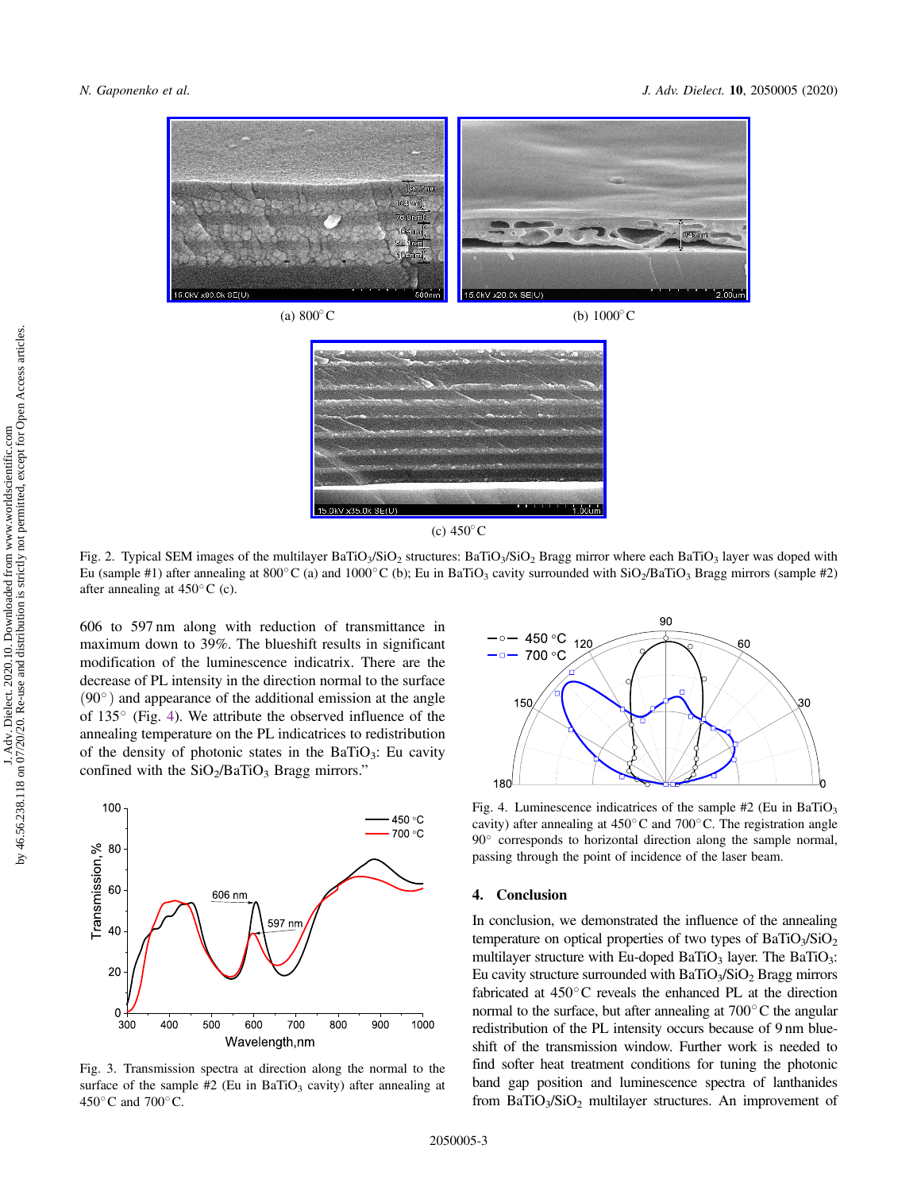16.0kV x80.0k SE(U) 500nm

(a) 800°C

15.0kV x20.0k SE(U) 2.00um

(b) 1000°C

15.0kV x35.0k SE(U) 1.00um

(c) 450°C

Fig. 2. Typical SEM images of the multilayer $BaTiO_3/SiO_2$ structures: $BaTiO_3/SiO_2$ Bragg mirror where each $BaTiO_3$ layer was doped with Eu (sample #1) after annealing at 800°C (a) and 1000°C (b); Eu in $BaTiO_3$ cavity surrounded with $SiO_2/BaTiO_3$ Bragg mirrors (sample #2) after annealing at 450°C (c).

606 to 597 nm along with reduction of transmittance in maximum down to 39%. The blueshift results in significant modification of the luminescence indicatrix. There are the decrease of PL intensity in the direction normal to the surface (90°) and appearance of the additional emission at the angle of 135° (Fig. 4). We attribute the observed influence of the annealing temperature on the PL indicatrices to redistribution of the density of photonic states in the $BaTiO_3$: Eu cavity confined with the $SiO_2/BaTiO_3$ Bragg mirrors."

Transmission,%
Wavelength,nm
450 °C
700 °C
606 nm
597 nm

Fig. 3. Transmission spectra at direction along the normal to the surface of the sample #2 (Eu in $BaTiO_3$ cavity) after annealing at 450°C and 700°C.

450 °C
700 °C

Fig. 4. Luminescence indicatrices of the sample #2 (Eu in $BaTiO_3$ cavity) after annealing at 450°C and 700°C. The registration angle 90° corresponds to horizontal direction along the sample normal, passing through the point of incidence of the laser beam.

## 4. Conclusion

In conclusion, we demonstrated the influence of the annealing temperature on optical properties of two types of $BaTiO_3/SiO_2$ multilayer structure with Eu-doped $BaTiO_3$ layer. The $BaTiO_3$: Eu cavity structure surrounded with $BaTiO_3/SiO_2$ Bragg mirrors fabricated at 450°C reveals the enhanced PL at the direction normal to the surface, but after annealing at 700°C the angular redistribution of the PL intensity occurs because of 9 nm blue-shift of the transmission window. Further work is needed to find softer heat treatment conditions for tuning the photonic band gap position and luminescence spectra of lanthanides from $BaTiO_3/SiO_2$ multilayer structures. An improvement of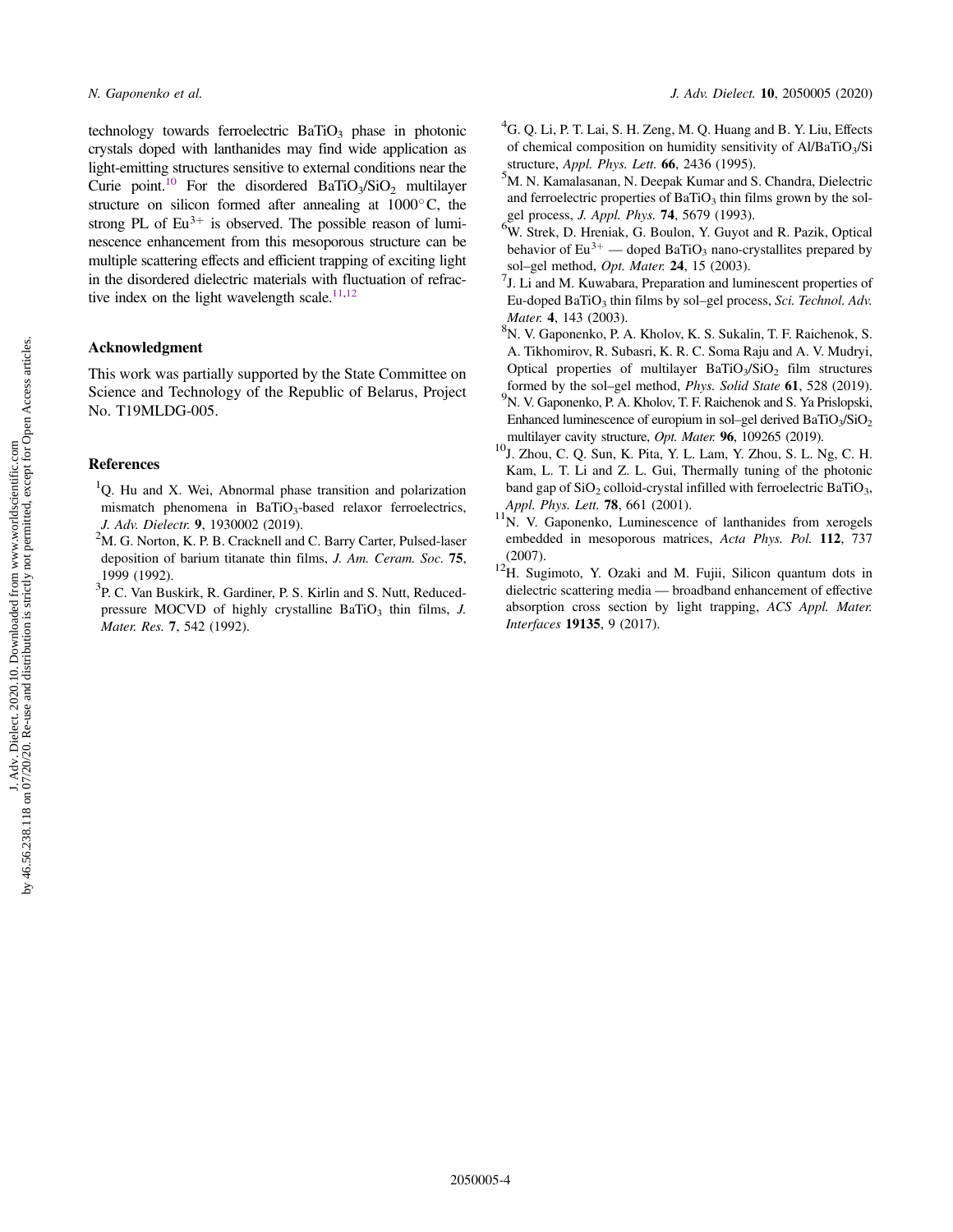technology towards ferroelectric $BaTiO_3$ phase in photonic crystals doped with lanthanides may find wide application as light-emitting structures sensitive to external conditions near the Curie point.[10] For the disordered $BaTiO_3/SiO_2$ multilayer structure on silicon formed after annealing at 1000°C, the strong PL of $Eu^{3+}$ is observed. The possible reason of luminescence enhancement from this mesoporous structure can be multiple scattering effects and efficient trapping of exciting light in the disordered dielectric materials with fluctuation of refractive index on the light wavelength scale.[11,12]

## Acknowledgment

This work was partially supported by the State Committee on Science and Technology of the Republic of Belarus, Project No. T19MLDG-005.

## References

[1] Q. Hu and X. Wei, Abnormal phase transition and polarization mismatch phenomena in $BaTiO_3$-based relaxor ferroelectrics, *J. Adv. Dielectr.* **9**, 1930002 (2019).

[2] M. G. Norton, K. P. B. Cracknell and C. Barry Carter, Pulsed-laser deposition of barium titanate thin films, *J. Am. Ceram. Soc.* **75**, 1999 (1992).

[3] P. C. Van Buskirk, R. Gardiner, P. S. Kirlin and S. Nutt, Reduced-pressure MOCVD of highly crystalline $BaTiO_3$ thin films, *J. Mater. Res.* **7**, 542 (1992).

[4] G. Q. Li, P. T. Lai, S. H. Zeng, M. Q. Huang and B. Y. Liu, Effects of chemical composition on humidity sensitivity of Al/$BaTiO_3$/Si structure, *Appl. Phys. Lett.* **66**, 2436 (1995).

[5] M. N. Kamalasanan, N. Deepak Kumar and S. Chandra, Dielectric and ferroelectric properties of $BaTiO_3$ thin films grown by the sol-gel process, *J. Appl. Phys.* **74**, 5679 (1993).

[6] W. Strek, D. Hreniak, G. Boulon, Y. Guyot and R. Pazik, Optical behavior of $Eu^{3+}$ — doped $BaTiO_3$ nano-crystallites prepared by sol–gel method, *Opt. Mater.* **24**, 15 (2003).

[7] J. Li and M. Kuwabara, Preparation and luminescent properties of Eu-doped $BaTiO_3$ thin films by sol–gel process, *Sci. Technol. Adv. Mater.* **4**, 143 (2003).

[8] N. V. Gaponenko, P. A. Kholov, K. S. Sukalin, T. F. Raichenok, S. A. Tikhomirov, R. Subasri, K. R. C. Soma Raju and A. V. Mudryi, Optical properties of multilayer $BaTiO_3/SiO_2$ film structures formed by the sol–gel method, *Phys. Solid State* **61**, 528 (2019).

[9] N. V. Gaponenko, P. A. Kholov, T. F. Raichenok and S. Ya Prislopski, Enhanced luminescence of europium in sol–gel derived $BaTiO_3/SiO_2$ multilayer cavity structure, *Opt. Mater.* **96**, 109265 (2019).

[10] J. Zhou, C. Q. Sun, K. Pita, Y. L. Lam, Y. Zhou, S. L. Ng, C. H. Kam, L. T. Li and Z. L. Gui, Thermally tuning of the photonic band gap of $SiO_2$ colloid-crystal infilled with ferroelectric $BaTiO_3$, *Appl. Phys. Lett.* **78**, 661 (2001).

[11] N. V. Gaponenko, Luminescence of lanthanides from xerogels embedded in mesoporous matrices, *Acta Phys. Pol.* **112**, 737 (2007).

[12] H. Sugimoto, Y. Ozaki and M. Fujii, Silicon quantum dots in dielectric scattering media — broadband enhancement of effective absorption cross section by light trapping, *ACS Appl. Mater. Interfaces* **19135**, 9 (2017).